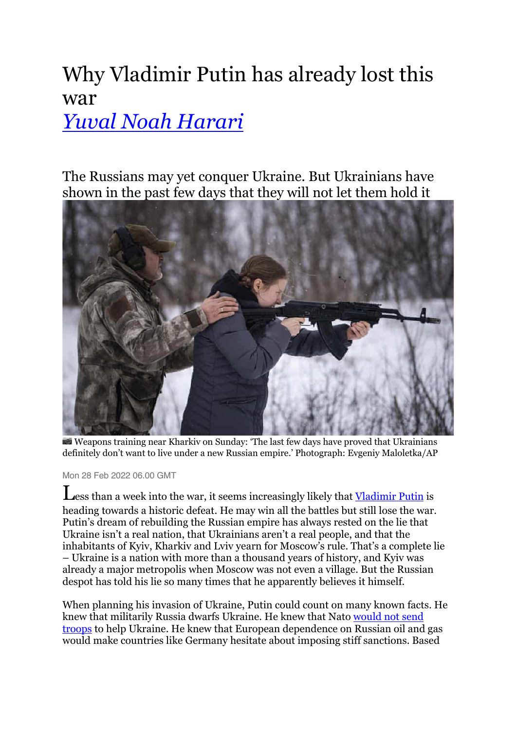# Why Vladimir Putin has already lost this war

## *Yuval Noah Harari*

The Russians may yet conquer Ukraine. But Ukrainians have shown in the past few days that they will not let them hold it

Weapons training near Kharkiv on Sunday: 'The last few days have proved that Ukrainians definitely don't want to live under a new Russian empire.' Photograph: Evgeniy Maloletka/AP

Mon 28 Feb 2022 06.00 GMT

Less than a week into the war, it seems increasingly likely that Vladimir Putin is heading towards a historic defeat. He may win all the battles but still lose the war. Putin's dream of rebuilding the Russian empire has always rested on the lie that Ukraine isn't a real nation, that Ukrainians aren't a real people, and that the inhabitants of Kyiv, Kharkiv and Lviv yearn for Moscow's rule. That's a complete lie – Ukraine is a nation with more than a thousand years of history, and Kyiv was already a major metropolis when Moscow was not even a village. But the Russian despot has told his lie so many times that he apparently believes it himself.

When planning his invasion of Ukraine, Putin could count on many known facts. He knew that militarily Russia dwarfs Ukraine. He knew that Nato would not send troops to help Ukraine. He knew that European dependence on Russian oil and gas would make countries like Germany hesitate about imposing stiff sanctions. Based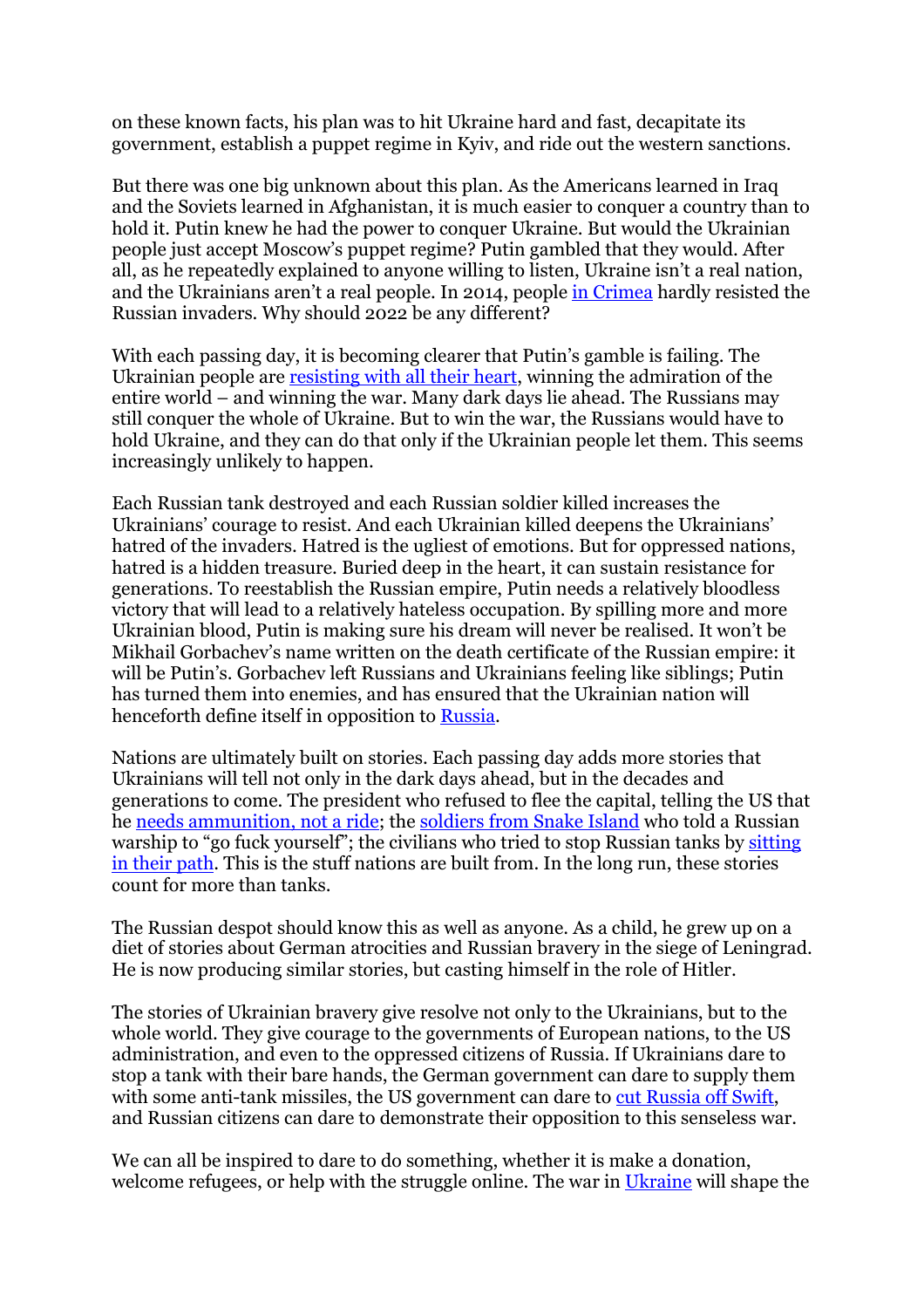on these known facts, his plan was to hit Ukraine hard and fast, decapitate its government, establish a puppet regime in Kyiv, and ride out the western sanctions.

But there was one big unknown about this plan. As the Americans learned in Iraq and the Soviets learned in Afghanistan, it is much easier to conquer a country than to hold it. Putin knew he had the power to conquer Ukraine. But would the Ukrainian people just accept Moscow's puppet regime? Putin gambled that they would. After all, as he repeatedly explained to anyone willing to listen, Ukraine isn't a real nation, and the Ukrainians aren't a real people. In 2014, people in Crimea hardly resisted the Russian invaders. Why should 2022 be any different?

With each passing day, it is becoming clearer that Putin's gamble is failing. The Ukrainian people are resisting with all their heart, winning the admiration of the entire world – and winning the war. Many dark days lie ahead. The Russians may still conquer the whole of Ukraine. But to win the war, the Russians would have to hold Ukraine, and they can do that only if the Ukrainian people let them. This seems increasingly unlikely to happen.

Each Russian tank destroyed and each Russian soldier killed increases the Ukrainians' courage to resist. And each Ukrainian killed deepens the Ukrainians' hatred of the invaders. Hatred is the ugliest of emotions. But for oppressed nations, hatred is a hidden treasure. Buried deep in the heart, it can sustain resistance for generations. To reestablish the Russian empire, Putin needs a relatively bloodless victory that will lead to a relatively hateless occupation. By spilling more and more Ukrainian blood, Putin is making sure his dream will never be realised. It won't be Mikhail Gorbachev's name written on the death certificate of the Russian empire: it will be Putin's. Gorbachev left Russians and Ukrainians feeling like siblings; Putin has turned them into enemies, and has ensured that the Ukrainian nation will henceforth define itself in opposition to Russia.

Nations are ultimately built on stories. Each passing day adds more stories that Ukrainians will tell not only in the dark days ahead, but in the decades and generations to come. The president who refused to flee the capital, telling the US that he needs ammunition, not a ride; the soldiers from Snake Island who told a Russian warship to "go fuck yourself"; the civilians who tried to stop Russian tanks by sitting in their path. This is the stuff nations are built from. In the long run, these stories count for more than tanks.

The Russian despot should know this as well as anyone. As a child, he grew up on a diet of stories about German atrocities and Russian bravery in the siege of Leningrad. He is now producing similar stories, but casting himself in the role of Hitler.

The stories of Ukrainian bravery give resolve not only to the Ukrainians, but to the whole world. They give courage to the governments of European nations, to the US administration, and even to the oppressed citizens of Russia. If Ukrainians dare to stop a tank with their bare hands, the German government can dare to supply them with some anti-tank missiles, the US government can dare to cut Russia off Swift, and Russian citizens can dare to demonstrate their opposition to this senseless war.

We can all be inspired to dare to do something, whether it is make a donation, welcome refugees, or help with the struggle online. The war in Ukraine will shape the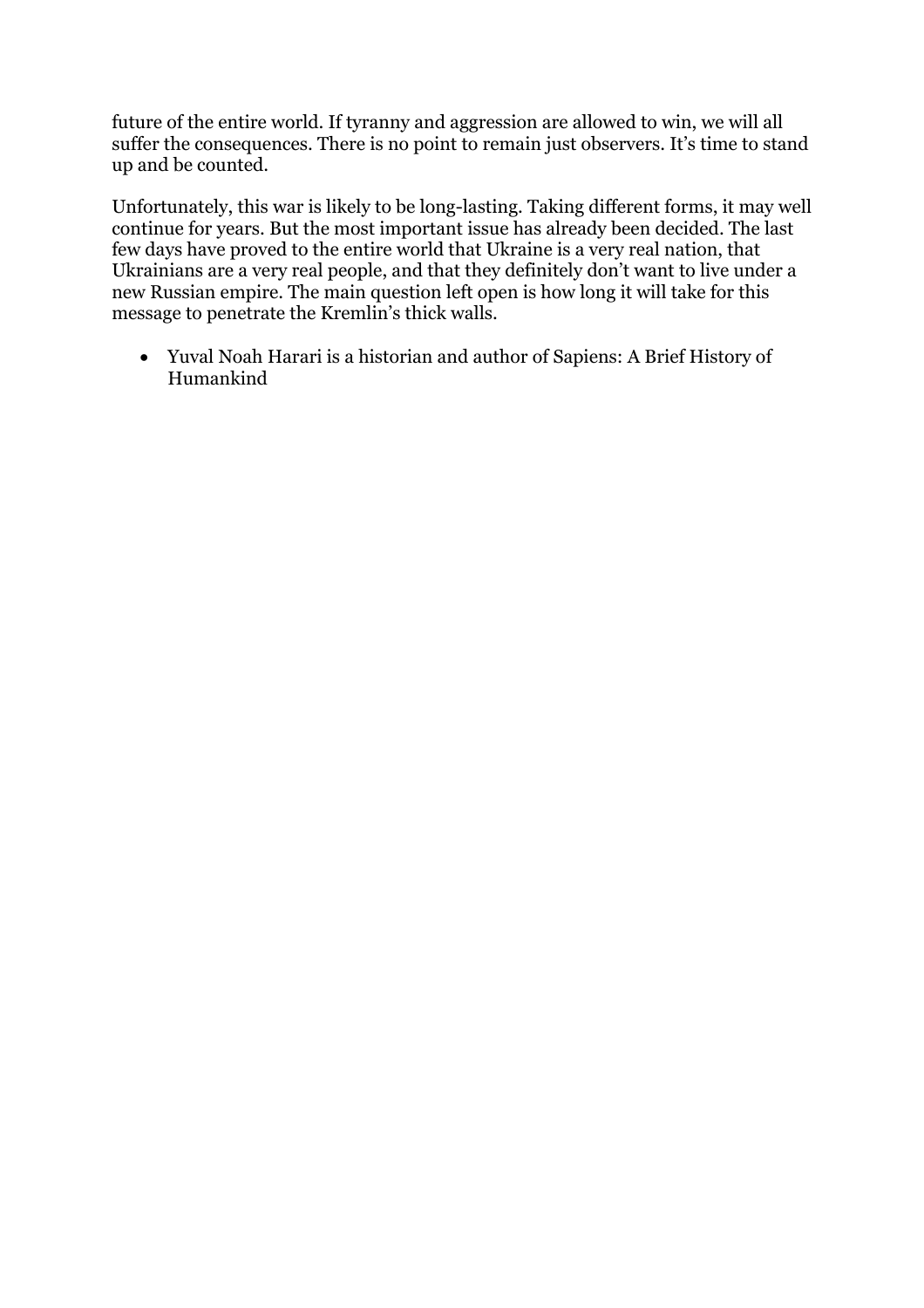future of the entire world. If tyranny and aggression are allowed to win, we will all suffer the consequences. There is no point to remain just observers. It's time to stand up and be counted.

Unfortunately, this war is likely to be long-lasting. Taking different forms, it may well continue for years. But the most important issue has already been decided. The last few days have proved to the entire world that Ukraine is a very real nation, that Ukrainians are a very real people, and that they definitely don't want to live under a new Russian empire. The main question left open is how long it will take for this message to penetrate the Kremlin's thick walls.

- Yuval Noah Harari is a historian and author of Sapiens: A Brief History of Humankind